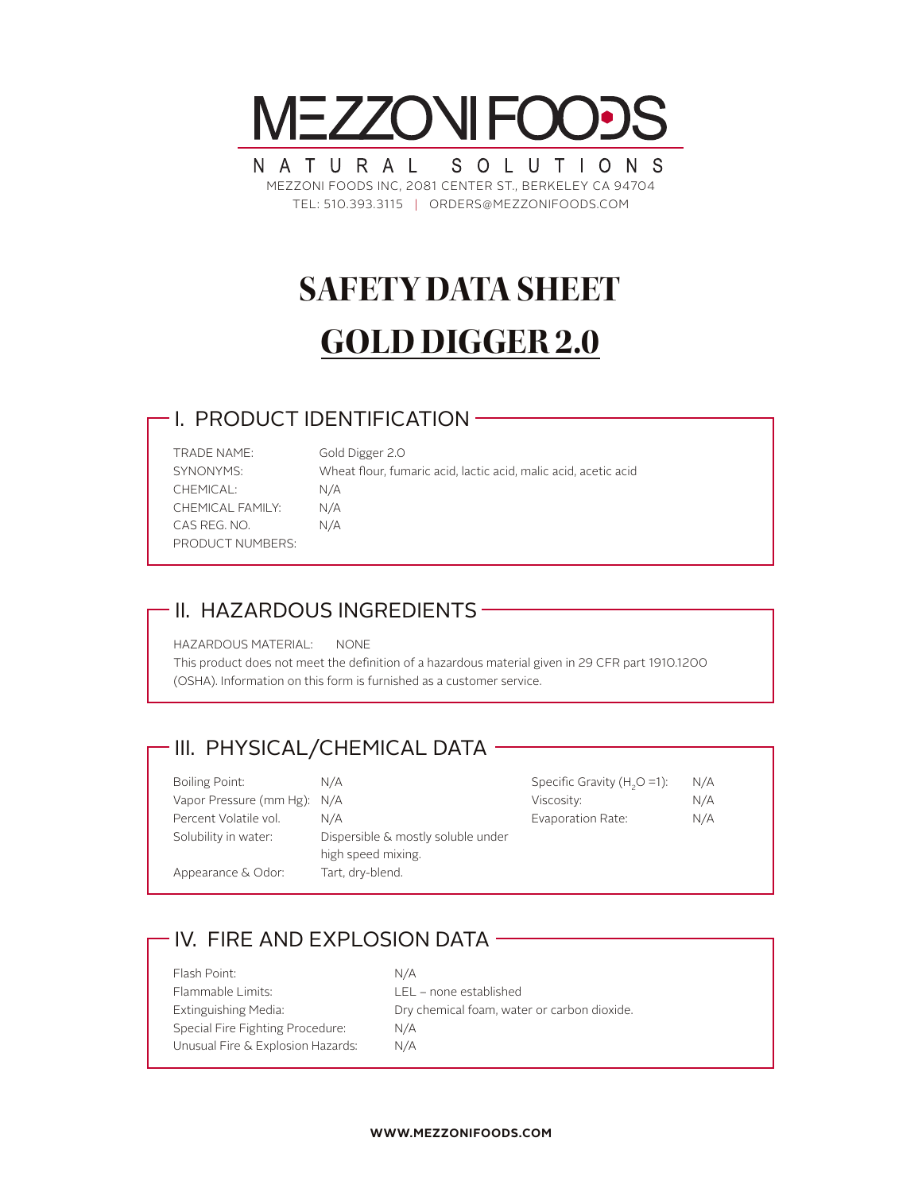# MEZZONI FOODS

NATURAL SOLUTIONS

MEZZONI FOODS INC, 2081 CENTER ST., BERKELEY CA 94704

TEL: 510.393.3115 | ORDERS@MEZZONIFOODS.COM

# SAFETY DATA SHEET

# GOLD DIGGER 2.0

## I. PRODUCT IDENTIFICATION

| | |
|---|---|
| TRADE NAME: | Gold Digger 2.0 |
| SYNONYMS: | Wheat flour, fumaric acid, lactic acid, malic acid, acetic acid |
| CHEMICAL: | N/A |
| CHEMICAL FAMILY: | N/A |
| CAS REG. NO. | N/A |
| PRODUCT NUMBERS: | |

## II. HAZARDOUS INGREDIENTS

HAZARDOUS MATERIAL: NONE

This product does not meet the definition of a hazardous material given in 29 CFR part 1910.1200 (OSHA). Information on this form is furnished as a customer service.

## III. PHYSICAL/CHEMICAL DATA

| | | | |
|---|---|---|---|
| Boiling Point: | N/A | Specific Gravity ($H_2O$ =1): | N/A |
| Vapor Pressure (mm Hg): | N/A | Viscosity: | N/A |
| Percent Volatile vol. | N/A | Evaporation Rate: | N/A |
| Solubility in water: | Dispersible & mostly soluble under high speed mixing. | | |
| Appearance & Odor: | Tart, dry-blend. | | |

## IV. FIRE AND EXPLOSION DATA

| | |
|---|---|
| Flash Point: | N/A |
| Flammable Limits: | LEL – none established |
| Extinguishing Media: | Dry chemical foam, water or carbon dioxide. |
| Special Fire Fighting Procedure: | N/A |
| Unusual Fire & Explosion Hazards: | N/A |

**WWW.MEZZONIFOODS.COM**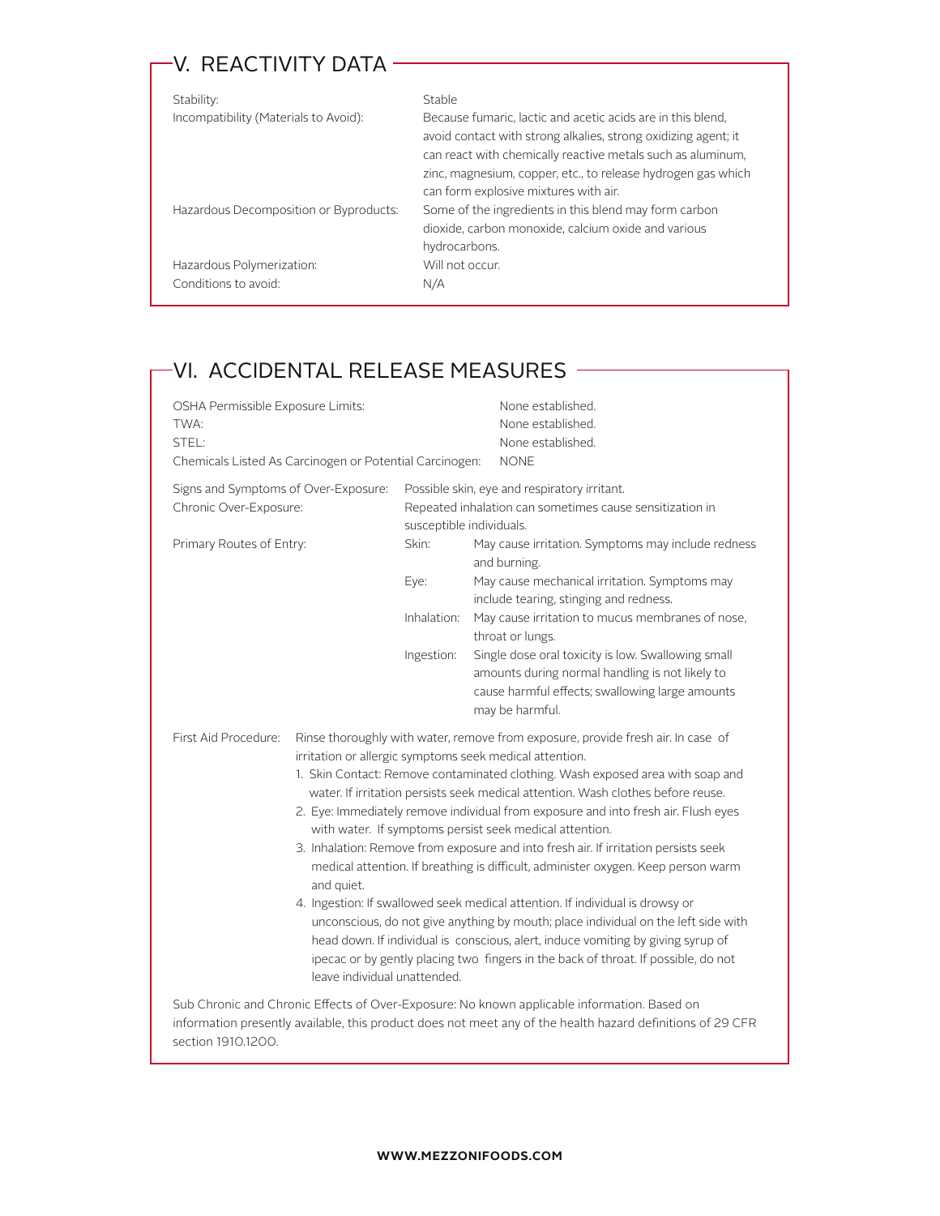## V. REACTIVITY DATA

| | |
|---|---|
| Stability: | Stable |
| Incompatibility (Materials to Avoid): | Because fumaric, lactic and acetic acids are in this blend, avoid contact with strong alkalies, strong oxidizing agent; it can react with chemically reactive metals such as aluminum, zinc, magnesium, copper, etc., to release hydrogen gas which can form explosive mixtures with air. |
| Hazardous Decomposition or Byproducts: | Some of the ingredients in this blend may form carbon dioxide, carbon monoxide, calcium oxide and various hydrocarbons. |
| Hazardous Polymerization: | Will not occur. |
| Conditions to avoid: | N/A |

## VI. ACCIDENTAL RELEASE MEASURES

| | |
|---|---|
| OSHA Permissible Exposure Limits: | None established. |
| TWA: | None established. |
| STEL: | None established. |
| Chemicals Listed As Carcinogen or Potential Carcinogen: | NONE |

| | | |
|---|---|---|
| Signs and Symptoms of Over-Exposure: | Possible skin, eye and respiratory irritant. | |
| Chronic Over-Exposure: | Repeated inhalation can sometimes cause sensitization in susceptible individuals. | |
| Primary Routes of Entry: | Skin: | May cause irritation. Symptoms may include redness and burning. |
| | Eye: | May cause mechanical irritation. Symptoms may include tearing, stinging and redness. |
| | Inhalation: | May cause irritation to mucus membranes of nose, throat or lungs. |
| | Ingestion: | Single dose oral toxicity is low. Swallowing small amounts during normal handling is not likely to cause harmful effects; swallowing large amounts may be harmful. |

First Aid Procedure: Rinse thoroughly with water, remove from exposure, provide fresh air. In case of irritation or allergic symptoms seek medical attention.

1. Skin Contact: Remove contaminated clothing. Wash exposed area with soap and water. If irritation persists seek medical attention. Wash clothes before reuse.
2. Eye: Immediately remove individual from exposure and into fresh air. Flush eyes with water. If symptoms persist seek medical attention.
3. Inhalation: Remove from exposure and into fresh air. If irritation persists seek medical attention. If breathing is difficult, administer oxygen. Keep person warm and quiet.
4. Ingestion: If swallowed seek medical attention. If individual is drowsy or unconscious, do not give anything by mouth; place individual on the left side with head down. If individual is conscious, alert, induce vomiting by giving syrup of ipecac or by gently placing two fingers in the back of throat. If possible, do not leave individual unattended.

Sub Chronic and Chronic Effects of Over-Exposure: No known applicable information. Based on information presently available, this product does not meet any of the health hazard definitions of 29 CFR section 1910.1200.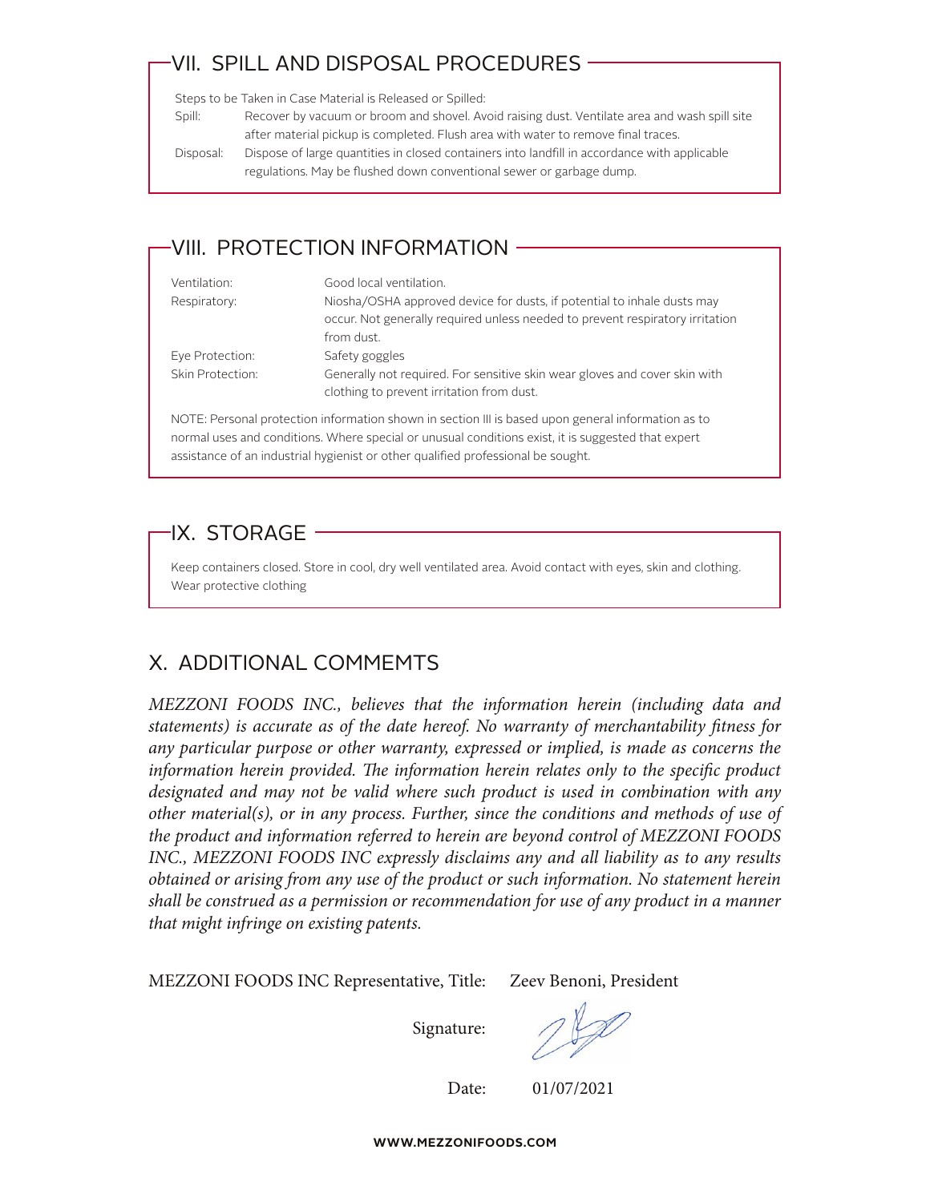## VII. SPILL AND DISPOSAL PROCEDURES

Steps to be Taken in Case Material is Released or Spilled:

| | |
|---|---|
| Spill: | Recover by vacuum or broom and shovel. Avoid raising dust. Ventilate area and wash spill site after material pickup is completed. Flush area with water to remove final traces. |
| Disposal: | Dispose of large quantities in closed containers into landfill in accordance with applicable regulations. May be flushed down conventional sewer or garbage dump. |

## VIII. PROTECTION INFORMATION

| | |
|---|---|
| Ventilation: | Good local ventilation. |
| Respiratory: | Niosha/OSHA approved device for dusts, if potential to inhale dusts may occur. Not generally required unless needed to prevent respiratory irritation from dust. |
| Eye Protection: | Safety goggles |
| Skin Protection: | Generally not required. For sensitive skin wear gloves and cover skin with clothing to prevent irritation from dust. |

NOTE: Personal protection information shown in section III is based upon general information as to normal uses and conditions. Where special or unusual conditions exist, it is suggested that expert assistance of an industrial hygienist or other qualified professional be sought.

## IX. STORAGE

Keep containers closed. Store in cool, dry well ventilated area. Avoid contact with eyes, skin and clothing. Wear protective clothing

## X. ADDITIONAL COMMEMTS

*MEZZONI FOODS INC., believes that the information herein (including data and statements) is accurate as of the date hereof. No warranty of merchantability fitness for any particular purpose or other warranty, expressed or implied, is made as concerns the information herein provided. The information herein relates only to the specific product designated and may not be valid where such product is used in combination with any other material(s), or in any process. Further, since the conditions and methods of use of the product and information referred to herein are beyond control of MEZZONI FOODS INC., MEZZONI FOODS INC expressly disclaims any and all liability as to any results obtained or arising from any use of the product or such information. No statement herein shall be construed as a permission or recommendation for use of any product in a manner that might infringe on existing patents.*

MEZZONI FOODS INC Representative, Title: Zeev Benoni, President

Signature:

Date: 01/07/2021

WWW.MEZZONIFOODS.COM